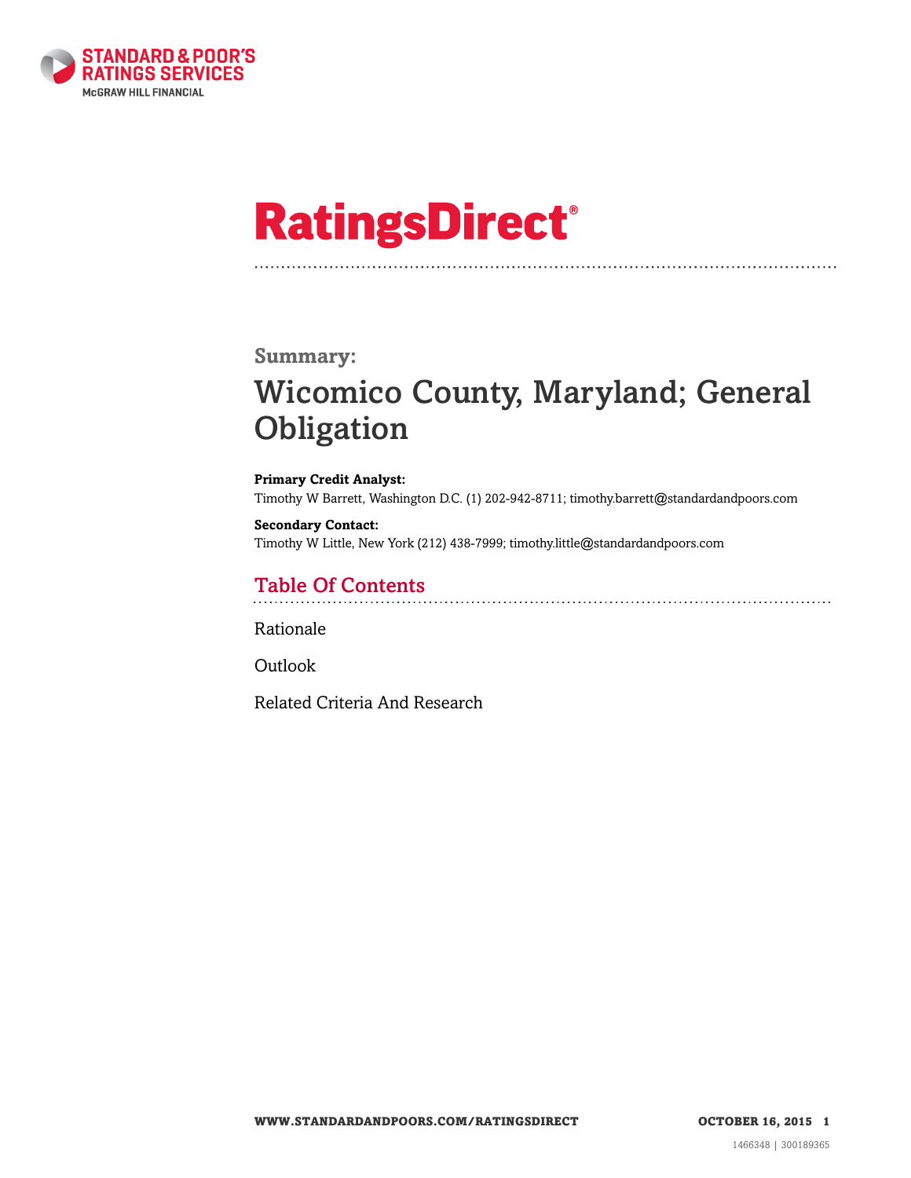# RatingsDirect®

## Summary:

# Wicomico County, Maryland; General Obligation

**Primary Credit Analyst:**
Timothy W Barrett, Washington D.C. (1) 202-942-8711; timothy.barrett@standardandpoors.com

**Secondary Contact:**
Timothy W Little, New York (212) 438-7999; timothy.little@standardandpoors.com

## Table Of Contents

Rationale

Outlook

Related Criteria And Research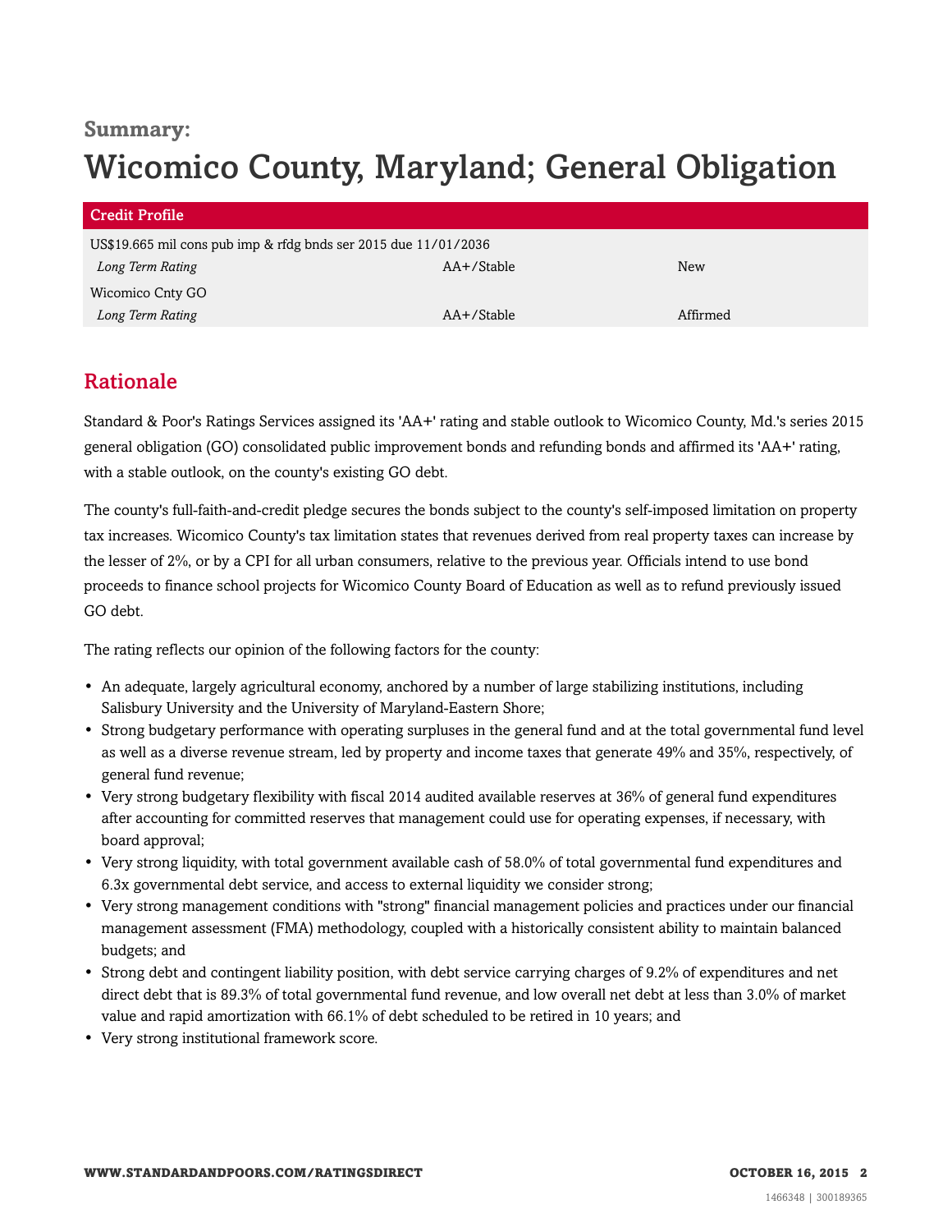**Summary:**

# Wicomico County, Maryland; General Obligation

| Credit Profile | | |
|---|---|---|
| US$19.665 mil cons pub imp & rfdg bnds ser 2015 due 11/01/2036 | | |
| *Long Term Rating* | AA+/Stable | New |
| Wicomico Cnty GO | | |
| *Long Term Rating* | AA+/Stable | Affirmed |

## Rationale

Standard & Poor's Ratings Services assigned its 'AA+' rating and stable outlook to Wicomico County, Md.'s series 2015 general obligation (GO) consolidated public improvement bonds and refunding bonds and affirmed its 'AA+' rating, with a stable outlook, on the county's existing GO debt.

The county's full-faith-and-credit pledge secures the bonds subject to the county's self-imposed limitation on property tax increases. Wicomico County's tax limitation states that revenues derived from real property taxes can increase by the lesser of 2%, or by a CPI for all urban consumers, relative to the previous year. Officials intend to use bond proceeds to finance school projects for Wicomico County Board of Education as well as to refund previously issued GO debt.

The rating reflects our opinion of the following factors for the county:

- An adequate, largely agricultural economy, anchored by a number of large stabilizing institutions, including Salisbury University and the University of Maryland-Eastern Shore;
- Strong budgetary performance with operating surpluses in the general fund and at the total governmental fund level as well as a diverse revenue stream, led by property and income taxes that generate 49% and 35%, respectively, of general fund revenue;
- Very strong budgetary flexibility with fiscal 2014 audited available reserves at 36% of general fund expenditures after accounting for committed reserves that management could use for operating expenses, if necessary, with board approval;
- Very strong liquidity, with total government available cash of 58.0% of total governmental fund expenditures and 6.3x governmental debt service, and access to external liquidity we consider strong;
- Very strong management conditions with "strong" financial management policies and practices under our financial management assessment (FMA) methodology, coupled with a historically consistent ability to maintain balanced budgets; and
- Strong debt and contingent liability position, with debt service carrying charges of 9.2% of expenditures and net direct debt that is 89.3% of total governmental fund revenue, and low overall net debt at less than 3.0% of market value and rapid amortization with 66.1% of debt scheduled to be retired in 10 years; and
- Very strong institutional framework score.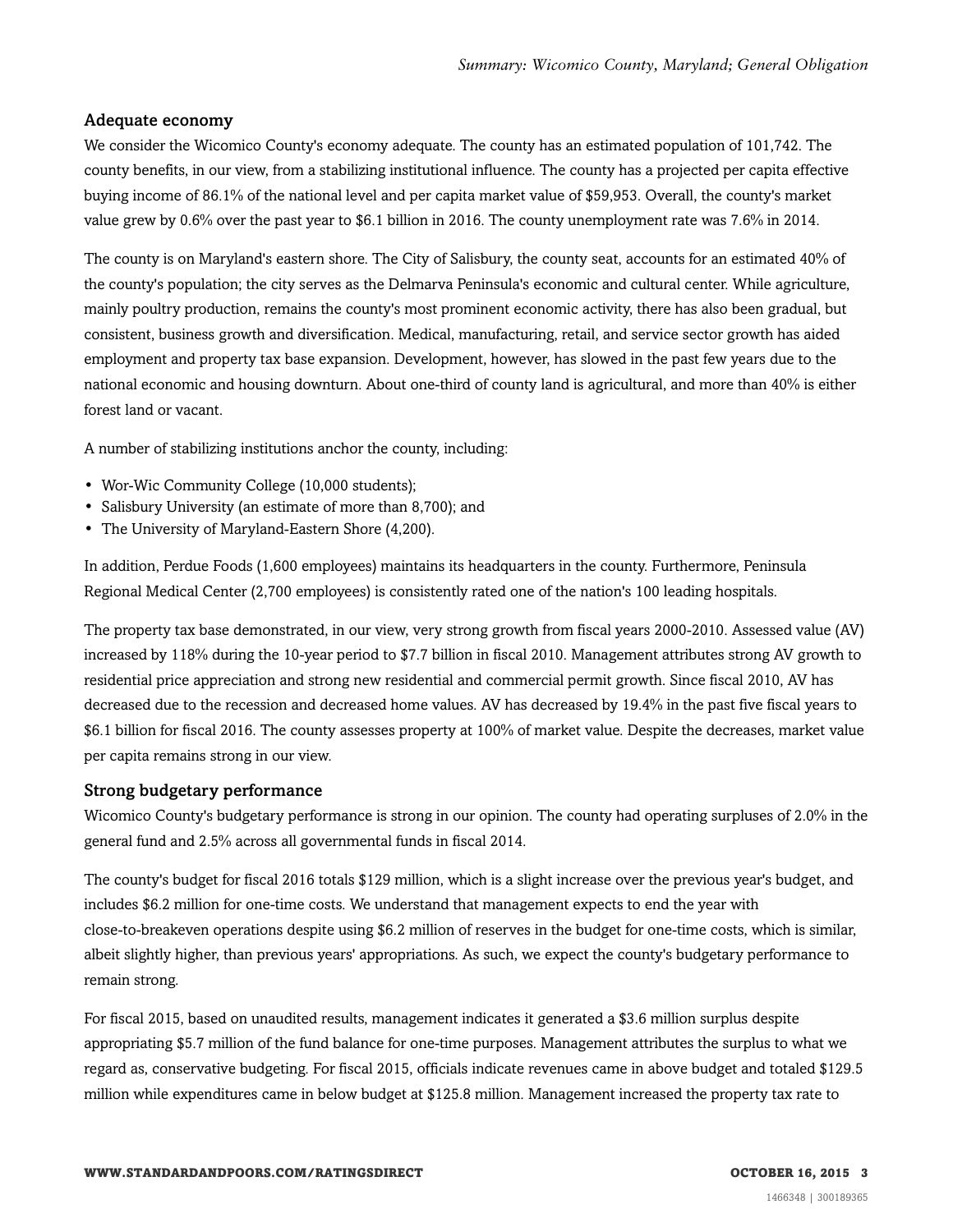### Adequate economy

We consider the Wicomico County's economy adequate. The county has an estimated population of 101,742. The county benefits, in our view, from a stabilizing institutional influence. The county has a projected per capita effective buying income of 86.1% of the national level and per capita market value of $59,953. Overall, the county's market value grew by 0.6% over the past year to $6.1 billion in 2016. The county unemployment rate was 7.6% in 2014.

The county is on Maryland's eastern shore. The City of Salisbury, the county seat, accounts for an estimated 40% of the county's population; the city serves as the Delmarva Peninsula's economic and cultural center. While agriculture, mainly poultry production, remains the county's most prominent economic activity, there has also been gradual, but consistent, business growth and diversification. Medical, manufacturing, retail, and service sector growth has aided employment and property tax base expansion. Development, however, has slowed in the past few years due to the national economic and housing downturn. About one-third of county land is agricultural, and more than 40% is either forest land or vacant.

A number of stabilizing institutions anchor the county, including:

- Wor-Wic Community College (10,000 students);
- Salisbury University (an estimate of more than 8,700); and
- The University of Maryland-Eastern Shore (4,200).

In addition, Perdue Foods (1,600 employees) maintains its headquarters in the county. Furthermore, Peninsula Regional Medical Center (2,700 employees) is consistently rated one of the nation's 100 leading hospitals.

The property tax base demonstrated, in our view, very strong growth from fiscal years 2000-2010. Assessed value (AV) increased by 118% during the 10-year period to $7.7 billion in fiscal 2010. Management attributes strong AV growth to residential price appreciation and strong new residential and commercial permit growth. Since fiscal 2010, AV has decreased due to the recession and decreased home values. AV has decreased by 19.4% in the past five fiscal years to $6.1 billion for fiscal 2016. The county assesses property at 100% of market value. Despite the decreases, market value per capita remains strong in our view.

### Strong budgetary performance

Wicomico County's budgetary performance is strong in our opinion. The county had operating surpluses of 2.0% in the general fund and 2.5% across all governmental funds in fiscal 2014.

The county's budget for fiscal 2016 totals $129 million, which is a slight increase over the previous year's budget, and includes $6.2 million for one-time costs. We understand that management expects to end the year with close-to-breakeven operations despite using $6.2 million of reserves in the budget for one-time costs, which is similar, albeit slightly higher, than previous years' appropriations. As such, we expect the county's budgetary performance to remain strong.

For fiscal 2015, based on unaudited results, management indicates it generated a $3.6 million surplus despite appropriating $5.7 million of the fund balance for one-time purposes. Management attributes the surplus to what we regard as, conservative budgeting. For fiscal 2015, officials indicate revenues came in above budget and totaled $129.5 million while expenditures came in below budget at $125.8 million. Management increased the property tax rate to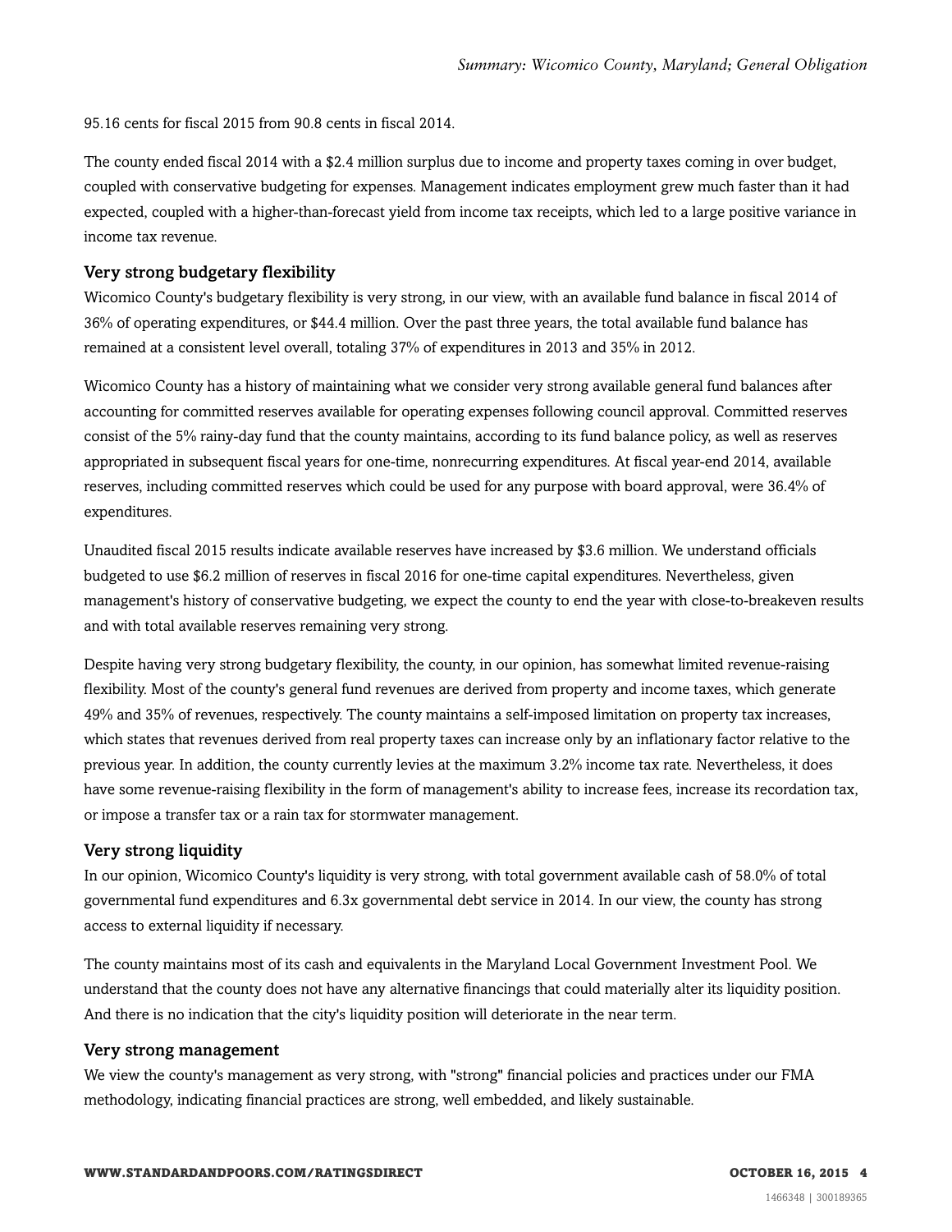95.16 cents for fiscal 2015 from 90.8 cents in fiscal 2014.

The county ended fiscal 2014 with a $2.4 million surplus due to income and property taxes coming in over budget, coupled with conservative budgeting for expenses. Management indicates employment grew much faster than it had expected, coupled with a higher-than-forecast yield from income tax receipts, which led to a large positive variance in income tax revenue.

### Very strong budgetary flexibility

Wicomico County's budgetary flexibility is very strong, in our view, with an available fund balance in fiscal 2014 of 36% of operating expenditures, or $44.4 million. Over the past three years, the total available fund balance has remained at a consistent level overall, totaling 37% of expenditures in 2013 and 35% in 2012.

Wicomico County has a history of maintaining what we consider very strong available general fund balances after accounting for committed reserves available for operating expenses following council approval. Committed reserves consist of the 5% rainy-day fund that the county maintains, according to its fund balance policy, as well as reserves appropriated in subsequent fiscal years for one-time, nonrecurring expenditures. At fiscal year-end 2014, available reserves, including committed reserves which could be used for any purpose with board approval, were 36.4% of expenditures.

Unaudited fiscal 2015 results indicate available reserves have increased by $3.6 million. We understand officials budgeted to use $6.2 million of reserves in fiscal 2016 for one-time capital expenditures. Nevertheless, given management's history of conservative budgeting, we expect the county to end the year with close-to-breakeven results and with total available reserves remaining very strong.

Despite having very strong budgetary flexibility, the county, in our opinion, has somewhat limited revenue-raising flexibility. Most of the county's general fund revenues are derived from property and income taxes, which generate 49% and 35% of revenues, respectively. The county maintains a self-imposed limitation on property tax increases, which states that revenues derived from real property taxes can increase only by an inflationary factor relative to the previous year. In addition, the county currently levies at the maximum 3.2% income tax rate. Nevertheless, it does have some revenue-raising flexibility in the form of management's ability to increase fees, increase its recordation tax, or impose a transfer tax or a rain tax for stormwater management.

### Very strong liquidity

In our opinion, Wicomico County's liquidity is very strong, with total government available cash of 58.0% of total governmental fund expenditures and 6.3x governmental debt service in 2014. In our view, the county has strong access to external liquidity if necessary.

The county maintains most of its cash and equivalents in the Maryland Local Government Investment Pool. We understand that the county does not have any alternative financings that could materially alter its liquidity position. And there is no indication that the city's liquidity position will deteriorate in the near term.

### Very strong management

We view the county's management as very strong, with "strong" financial policies and practices under our FMA methodology, indicating financial practices are strong, well embedded, and likely sustainable.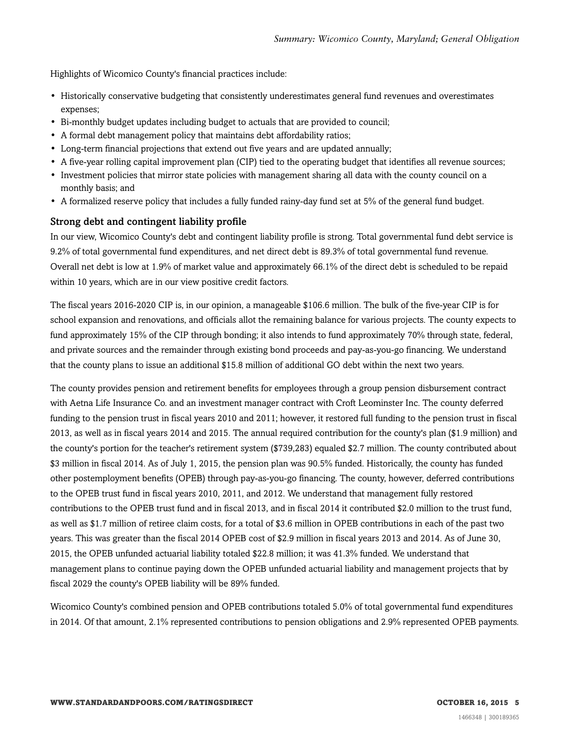Highlights of Wicomico County's financial practices include:

- Historically conservative budgeting that consistently underestimates general fund revenues and overestimates expenses;
- Bi-monthly budget updates including budget to actuals that are provided to council;
- A formal debt management policy that maintains debt affordability ratios;
- Long-term financial projections that extend out five years and are updated annually;
- A five-year rolling capital improvement plan (CIP) tied to the operating budget that identifies all revenue sources;
- Investment policies that mirror state policies with management sharing all data with the county council on a monthly basis; and
- A formalized reserve policy that includes a fully funded rainy-day fund set at 5% of the general fund budget.

### Strong debt and contingent liability profile

In our view, Wicomico County's debt and contingent liability profile is strong. Total governmental fund debt service is 9.2% of total governmental fund expenditures, and net direct debt is 89.3% of total governmental fund revenue. Overall net debt is low at 1.9% of market value and approximately 66.1% of the direct debt is scheduled to be repaid within 10 years, which are in our view positive credit factors.

The fiscal years 2016-2020 CIP is, in our opinion, a manageable $106.6 million. The bulk of the five-year CIP is for school expansion and renovations, and officials allot the remaining balance for various projects. The county expects to fund approximately 15% of the CIP through bonding; it also intends to fund approximately 70% through state, federal, and private sources and the remainder through existing bond proceeds and pay-as-you-go financing. We understand that the county plans to issue an additional $15.8 million of additional GO debt within the next two years.

The county provides pension and retirement benefits for employees through a group pension disbursement contract with Aetna Life Insurance Co. and an investment manager contract with Croft Leominster Inc. The county deferred funding to the pension trust in fiscal years 2010 and 2011; however, it restored full funding to the pension trust in fiscal 2013, as well as in fiscal years 2014 and 2015. The annual required contribution for the county's plan ($1.9 million) and the county's portion for the teacher's retirement system ($739,283) equaled $2.7 million. The county contributed about $3 million in fiscal 2014. As of July 1, 2015, the pension plan was 90.5% funded. Historically, the county has funded other postemployment benefits (OPEB) through pay-as-you-go financing. The county, however, deferred contributions to the OPEB trust fund in fiscal years 2010, 2011, and 2012. We understand that management fully restored contributions to the OPEB trust fund and in fiscal 2013, and in fiscal 2014 it contributed $2.0 million to the trust fund, as well as $1.7 million of retiree claim costs, for a total of $3.6 million in OPEB contributions in each of the past two years. This was greater than the fiscal 2014 OPEB cost of $2.9 million in fiscal years 2013 and 2014. As of June 30, 2015, the OPEB unfunded actuarial liability totaled $22.8 million; it was 41.3% funded. We understand that management plans to continue paying down the OPEB unfunded actuarial liability and management projects that by fiscal 2029 the county's OPEB liability will be 89% funded.

Wicomico County's combined pension and OPEB contributions totaled 5.0% of total governmental fund expenditures in 2014. Of that amount, 2.1% represented contributions to pension obligations and 2.9% represented OPEB payments.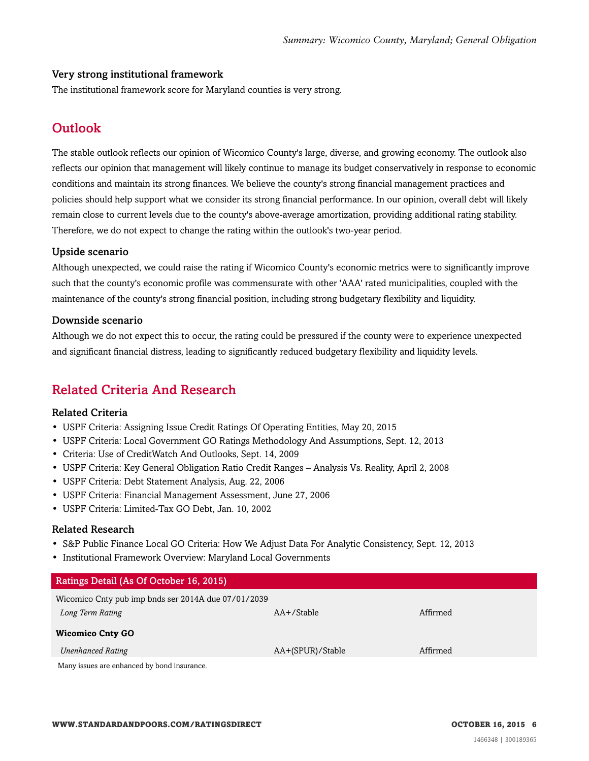### Very strong institutional framework

The institutional framework score for Maryland counties is very strong.

## Outlook

The stable outlook reflects our opinion of Wicomico County's large, diverse, and growing economy. The outlook also reflects our opinion that management will likely continue to manage its budget conservatively in response to economic conditions and maintain its strong finances. We believe the county's strong financial management practices and policies should help support what we consider its strong financial performance. In our opinion, overall debt will likely remain close to current levels due to the county's above-average amortization, providing additional rating stability. Therefore, we do not expect to change the rating within the outlook's two-year period.

### Upside scenario

Although unexpected, we could raise the rating if Wicomico County's economic metrics were to significantly improve such that the county's economic profile was commensurate with other 'AAA' rated municipalities, coupled with the maintenance of the county's strong financial position, including strong budgetary flexibility and liquidity.

### Downside scenario

Although we do not expect this to occur, the rating could be pressured if the county were to experience unexpected and significant financial distress, leading to significantly reduced budgetary flexibility and liquidity levels.

## Related Criteria And Research

### Related Criteria

- USPF Criteria: Assigning Issue Credit Ratings Of Operating Entities, May 20, 2015
- USPF Criteria: Local Government GO Ratings Methodology And Assumptions, Sept. 12, 2013
- Criteria: Use of CreditWatch And Outlooks, Sept. 14, 2009
- USPF Criteria: Key General Obligation Ratio Credit Ranges – Analysis Vs. Reality, April 2, 2008
- USPF Criteria: Debt Statement Analysis, Aug. 22, 2006
- USPF Criteria: Financial Management Assessment, June 27, 2006
- USPF Criteria: Limited-Tax GO Debt, Jan. 10, 2002

### Related Research

- S&P Public Finance Local GO Criteria: How We Adjust Data For Analytic Consistency, Sept. 12, 2013
- Institutional Framework Overview: Maryland Local Governments

| Ratings Detail (As Of October 16, 2015) | | |
|---|---|---|
| Wicomico Cnty pub imp bnds ser 2014A due 07/01/2039 | | |
| *Long Term Rating* | AA+/Stable | Affirmed |
| **Wicomico Cnty GO** | | |
| *Unenhanced Rating* | AA+(SPUR)/Stable | Affirmed |

Many issues are enhanced by bond insurance.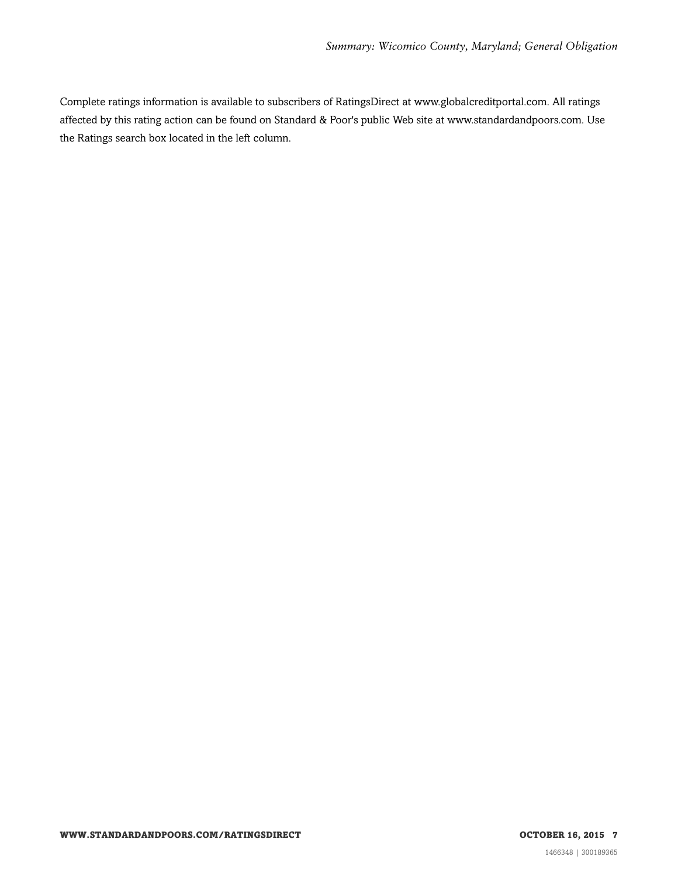Complete ratings information is available to subscribers of RatingsDirect at www.globalcreditportal.com. All ratings affected by this rating action can be found on Standard & Poor's public Web site at www.standardandpoors.com. Use the Ratings search box located in the left column.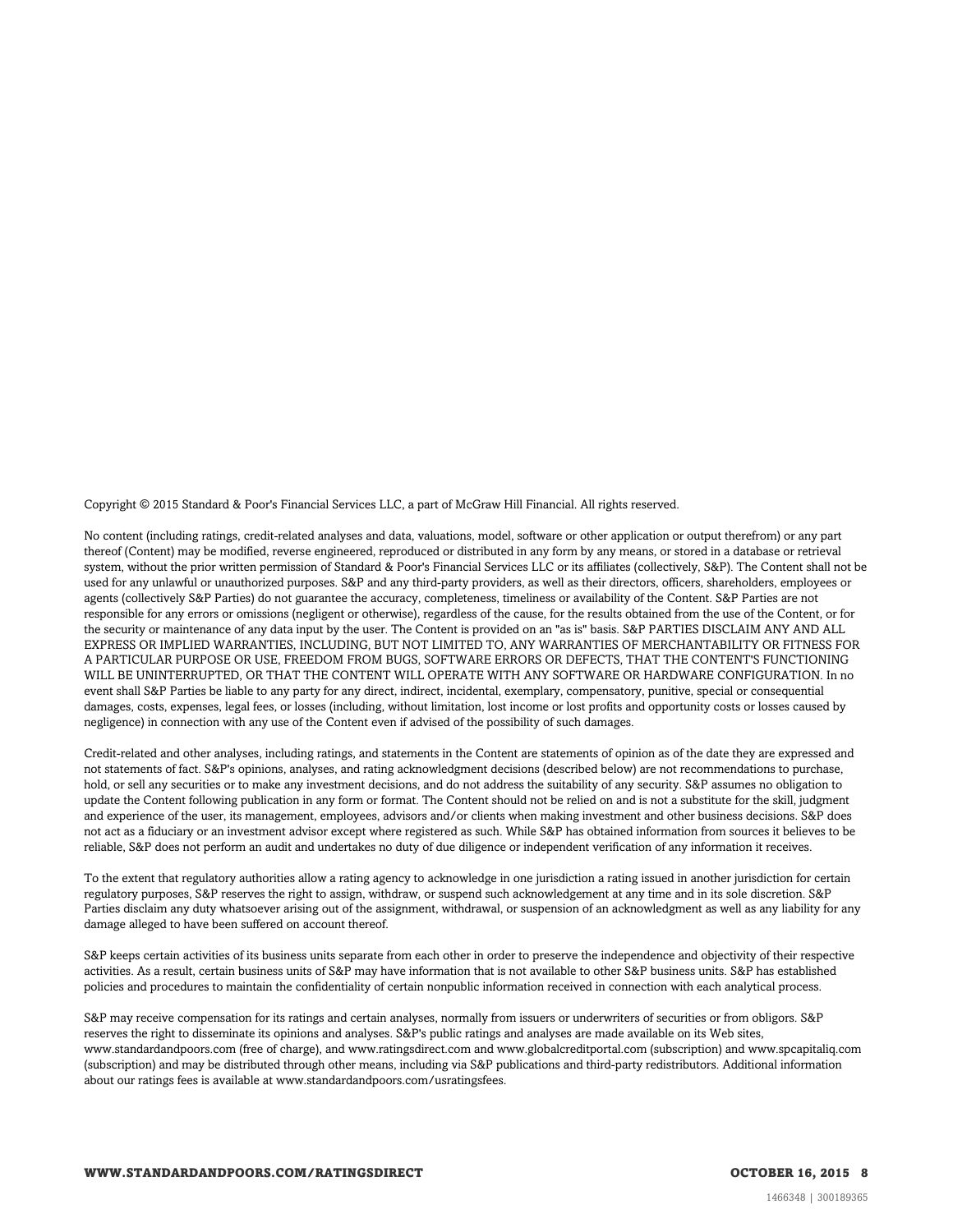Copyright © 2015 Standard & Poor's Financial Services LLC, a part of McGraw Hill Financial. All rights reserved.

No content (including ratings, credit-related analyses and data, valuations, model, software or other application or output therefrom) or any part thereof (Content) may be modified, reverse engineered, reproduced or distributed in any form by any means, or stored in a database or retrieval system, without the prior written permission of Standard & Poor's Financial Services LLC or its affiliates (collectively, S&P). The Content shall not be used for any unlawful or unauthorized purposes. S&P and any third-party providers, as well as their directors, officers, shareholders, employees or agents (collectively S&P Parties) do not guarantee the accuracy, completeness, timeliness or availability of the Content. S&P Parties are not responsible for any errors or omissions (negligent or otherwise), regardless of the cause, for the results obtained from the use of the Content, or for the security or maintenance of any data input by the user. The Content is provided on an "as is" basis. S&P PARTIES DISCLAIM ANY AND ALL EXPRESS OR IMPLIED WARRANTIES, INCLUDING, BUT NOT LIMITED TO, ANY WARRANTIES OF MERCHANTABILITY OR FITNESS FOR A PARTICULAR PURPOSE OR USE, FREEDOM FROM BUGS, SOFTWARE ERRORS OR DEFECTS, THAT THE CONTENT'S FUNCTIONING WILL BE UNINTERRUPTED, OR THAT THE CONTENT WILL OPERATE WITH ANY SOFTWARE OR HARDWARE CONFIGURATION. In no event shall S&P Parties be liable to any party for any direct, indirect, incidental, exemplary, compensatory, punitive, special or consequential damages, costs, expenses, legal fees, or losses (including, without limitation, lost income or lost profits and opportunity costs or losses caused by negligence) in connection with any use of the Content even if advised of the possibility of such damages.

Credit-related and other analyses, including ratings, and statements in the Content are statements of opinion as of the date they are expressed and not statements of fact. S&P's opinions, analyses, and rating acknowledgment decisions (described below) are not recommendations to purchase, hold, or sell any securities or to make any investment decisions, and do not address the suitability of any security. S&P assumes no obligation to update the Content following publication in any form or format. The Content should not be relied on and is not a substitute for the skill, judgment and experience of the user, its management, employees, advisors and/or clients when making investment and other business decisions. S&P does not act as a fiduciary or an investment advisor except where registered as such. While S&P has obtained information from sources it believes to be reliable, S&P does not perform an audit and undertakes no duty of due diligence or independent verification of any information it receives.

To the extent that regulatory authorities allow a rating agency to acknowledge in one jurisdiction a rating issued in another jurisdiction for certain regulatory purposes, S&P reserves the right to assign, withdraw, or suspend such acknowledgement at any time and in its sole discretion. S&P Parties disclaim any duty whatsoever arising out of the assignment, withdrawal, or suspension of an acknowledgment as well as any liability for any damage alleged to have been suffered on account thereof.

S&P keeps certain activities of its business units separate from each other in order to preserve the independence and objectivity of their respective activities. As a result, certain business units of S&P may have information that is not available to other S&P business units. S&P has established policies and procedures to maintain the confidentiality of certain nonpublic information received in connection with each analytical process.

S&P may receive compensation for its ratings and certain analyses, normally from issuers or underwriters of securities or from obligors. S&P reserves the right to disseminate its opinions and analyses. S&P's public ratings and analyses are made available on its Web sites, www.standardandpoors.com (free of charge), and www.ratingsdirect.com and www.globalcreditportal.com (subscription) and www.spcapitaliq.com (subscription) and may be distributed through other means, including via S&P publications and third-party redistributors. Additional information about our ratings fees is available at www.standardandpoors.com/usratingsfees.